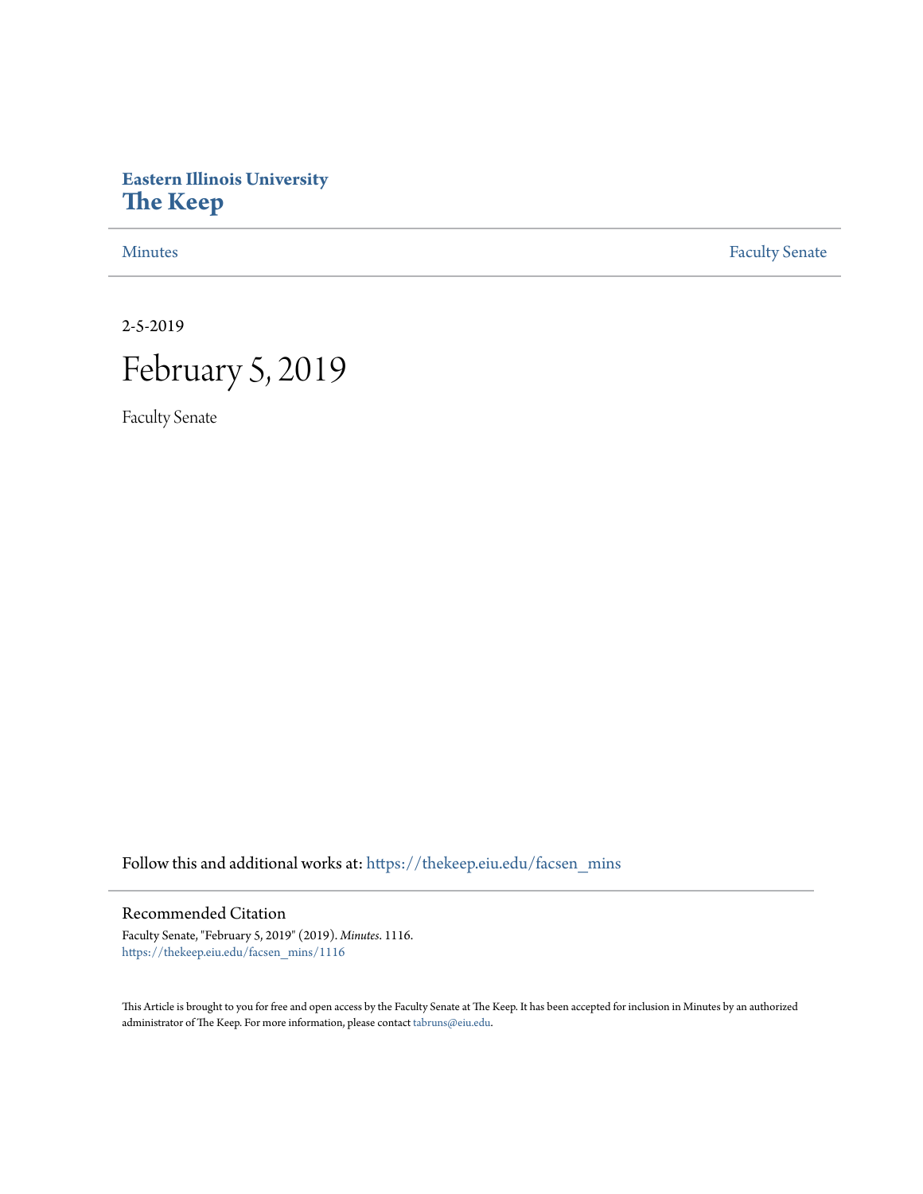**Eastern Illinois University**
**The Keep**

Minutes | Faculty Senate

2-5-2019

# February 5, 2019

Faculty Senate

Follow this and additional works at: https://thekeep.eiu.edu/facsen_mins

## Recommended Citation

Faculty Senate, "February 5, 2019" (2019). *Minutes*. 1116.
https://thekeep.eiu.edu/facsen_mins/1116

This Article is brought to you for free and open access by the Faculty Senate at The Keep. It has been accepted for inclusion in Minutes by an authorized administrator of The Keep. For more information, please contact tabruns@eiu.edu.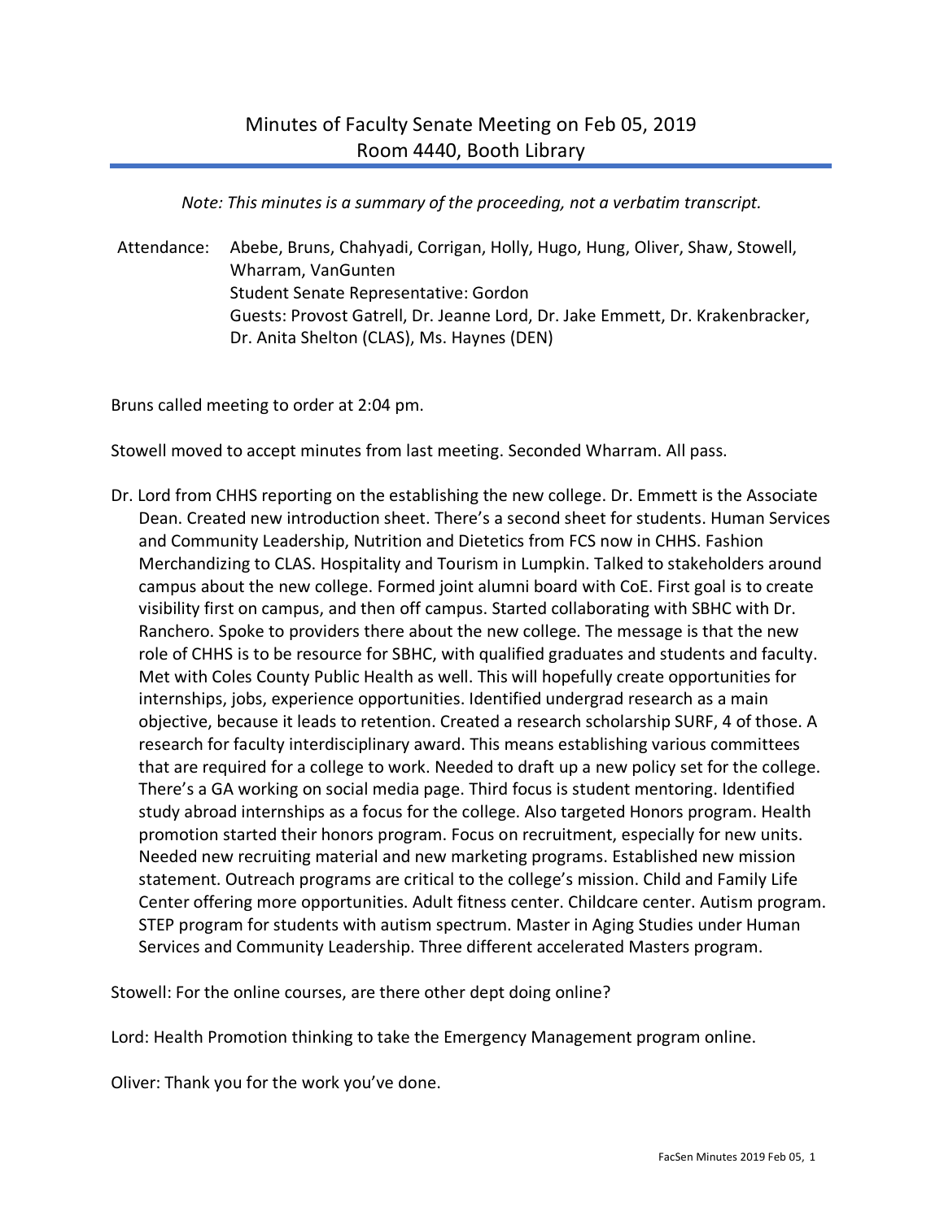# Minutes of Faculty Senate Meeting on Feb 05, 2019
## Room 4440, Booth Library

*Note: This minutes is a summary of the proceeding, not a verbatim transcript.*

Attendance: Abebe, Bruns, Chahyadi, Corrigan, Holly, Hugo, Hung, Oliver, Shaw, Stowell, Wharram, VanGunten
Student Senate Representative: Gordon
Guests: Provost Gatrell, Dr. Jeanne Lord, Dr. Jake Emmett, Dr. Krakenbracker, Dr. Anita Shelton (CLAS), Ms. Haynes (DEN)

Bruns called meeting to order at 2:04 pm.

Stowell moved to accept minutes from last meeting. Seconded Wharram. All pass.

Dr. Lord from CHHS reporting on the establishing the new college. Dr. Emmett is the Associate Dean. Created new introduction sheet. There's a second sheet for students. Human Services and Community Leadership, Nutrition and Dietetics from FCS now in CHHS. Fashion Merchandizing to CLAS. Hospitality and Tourism in Lumpkin. Talked to stakeholders around campus about the new college. Formed joint alumni board with CoE. First goal is to create visibility first on campus, and then off campus. Started collaborating with SBHC with Dr. Ranchero. Spoke to providers there about the new college. The message is that the new role of CHHS is to be resource for SBHC, with qualified graduates and students and faculty. Met with Coles County Public Health as well. This will hopefully create opportunities for internships, jobs, experience opportunities. Identified undergrad research as a main objective, because it leads to retention. Created a research scholarship SURF, 4 of those. A research for faculty interdisciplinary award. This means establishing various committees that are required for a college to work. Needed to draft up a new policy set for the college. There's a GA working on social media page. Third focus is student mentoring. Identified study abroad internships as a focus for the college. Also targeted Honors program. Health promotion started their honors program. Focus on recruitment, especially for new units. Needed new recruiting material and new marketing programs. Established new mission statement. Outreach programs are critical to the college's mission. Child and Family Life Center offering more opportunities. Adult fitness center. Childcare center. Autism program. STEP program for students with autism spectrum. Master in Aging Studies under Human Services and Community Leadership. Three different accelerated Masters program.

Stowell: For the online courses, are there other dept doing online?

Lord: Health Promotion thinking to take the Emergency Management program online.

Oliver: Thank you for the work you've done.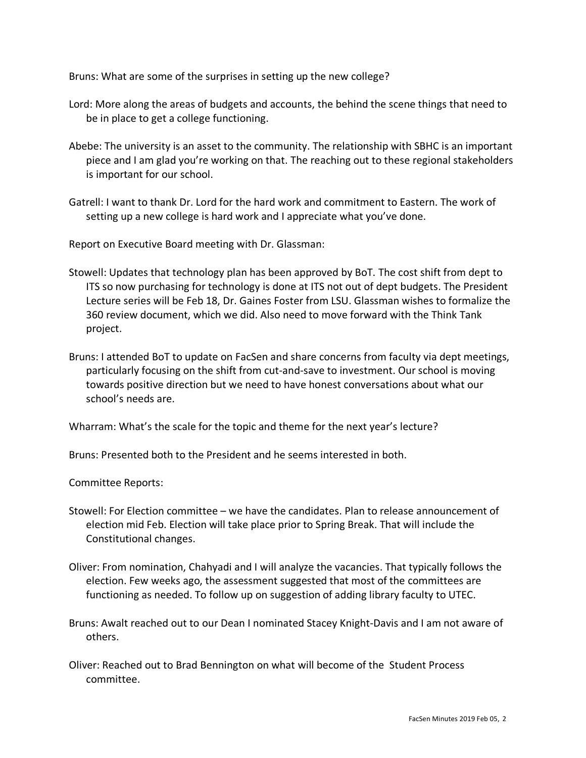Bruns: What are some of the surprises in setting up the new college?

Lord: More along the areas of budgets and accounts, the behind the scene things that need to be in place to get a college functioning.

Abebe: The university is an asset to the community. The relationship with SBHC is an important piece and I am glad you're working on that. The reaching out to these regional stakeholders is important for our school.

Gatrell: I want to thank Dr. Lord for the hard work and commitment to Eastern. The work of setting up a new college is hard work and I appreciate what you've done.

Report on Executive Board meeting with Dr. Glassman:

Stowell: Updates that technology plan has been approved by BoT. The cost shift from dept to ITS so now purchasing for technology is done at ITS not out of dept budgets. The President Lecture series will be Feb 18, Dr. Gaines Foster from LSU. Glassman wishes to formalize the 360 review document, which we did. Also need to move forward with the Think Tank project.

Bruns: I attended BoT to update on FacSen and share concerns from faculty via dept meetings, particularly focusing on the shift from cut-and-save to investment. Our school is moving towards positive direction but we need to have honest conversations about what our school's needs are.

Wharram: What's the scale for the topic and theme for the next year's lecture?

Bruns: Presented both to the President and he seems interested in both.

Committee Reports:

Stowell: For Election committee – we have the candidates. Plan to release announcement of election mid Feb. Election will take place prior to Spring Break. That will include the Constitutional changes.

Oliver: From nomination, Chahyadi and I will analyze the vacancies. That typically follows the election. Few weeks ago, the assessment suggested that most of the committees are functioning as needed. To follow up on suggestion of adding library faculty to UTEC.

Bruns: Awalt reached out to our Dean I nominated Stacey Knight-Davis and I am not aware of others.

Oliver: Reached out to Brad Bennington on what will become of the Student Process committee.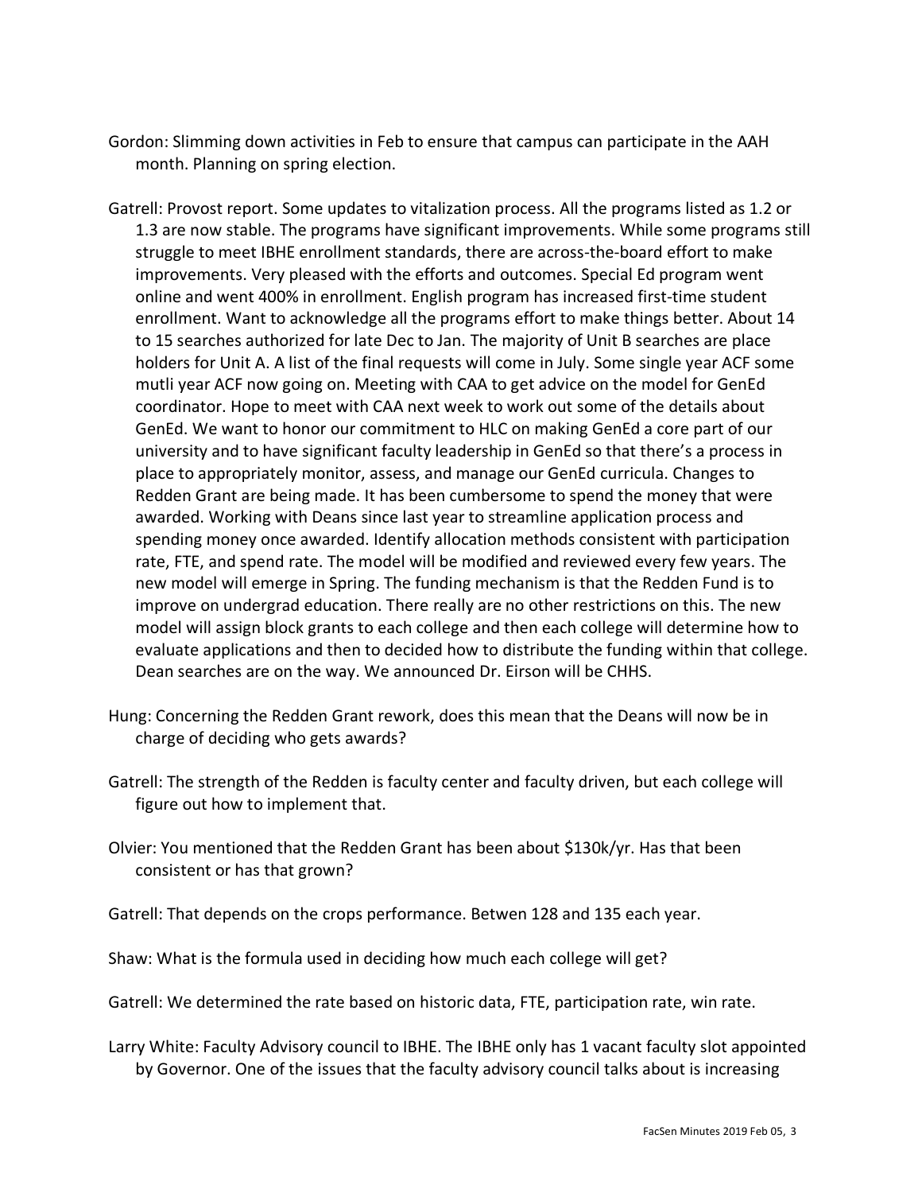Gordon: Slimming down activities in Feb to ensure that campus can participate in the AAH month. Planning on spring election.

Gatrell: Provost report. Some updates to vitalization process. All the programs listed as 1.2 or 1.3 are now stable. The programs have significant improvements. While some programs still struggle to meet IBHE enrollment standards, there are across-the-board effort to make improvements. Very pleased with the efforts and outcomes. Special Ed program went online and went 400% in enrollment. English program has increased first-time student enrollment. Want to acknowledge all the programs effort to make things better. About 14 to 15 searches authorized for late Dec to Jan. The majority of Unit B searches are place holders for Unit A. A list of the final requests will come in July. Some single year ACF some mutli year ACF now going on. Meeting with CAA to get advice on the model for GenEd coordinator. Hope to meet with CAA next week to work out some of the details about GenEd. We want to honor our commitment to HLC on making GenEd a core part of our university and to have significant faculty leadership in GenEd so that there's a process in place to appropriately monitor, assess, and manage our GenEd curricula. Changes to Redden Grant are being made. It has been cumbersome to spend the money that were awarded. Working with Deans since last year to streamline application process and spending money once awarded. Identify allocation methods consistent with participation rate, FTE, and spend rate. The model will be modified and reviewed every few years. The new model will emerge in Spring. The funding mechanism is that the Redden Fund is to improve on undergrad education. There really are no other restrictions on this. The new model will assign block grants to each college and then each college will determine how to evaluate applications and then to decided how to distribute the funding within that college. Dean searches are on the way. We announced Dr. Eirson will be CHHS.

Hung: Concerning the Redden Grant rework, does this mean that the Deans will now be in charge of deciding who gets awards?

Gatrell: The strength of the Redden is faculty center and faculty driven, but each college will figure out how to implement that.

Olvier: You mentioned that the Redden Grant has been about $130k/yr. Has that been consistent or has that grown?

Gatrell: That depends on the crops performance. Betwen 128 and 135 each year.

Shaw: What is the formula used in deciding how much each college will get?

Gatrell: We determined the rate based on historic data, FTE, participation rate, win rate.

Larry White: Faculty Advisory council to IBHE. The IBHE only has 1 vacant faculty slot appointed by Governor. One of the issues that the faculty advisory council talks about is increasing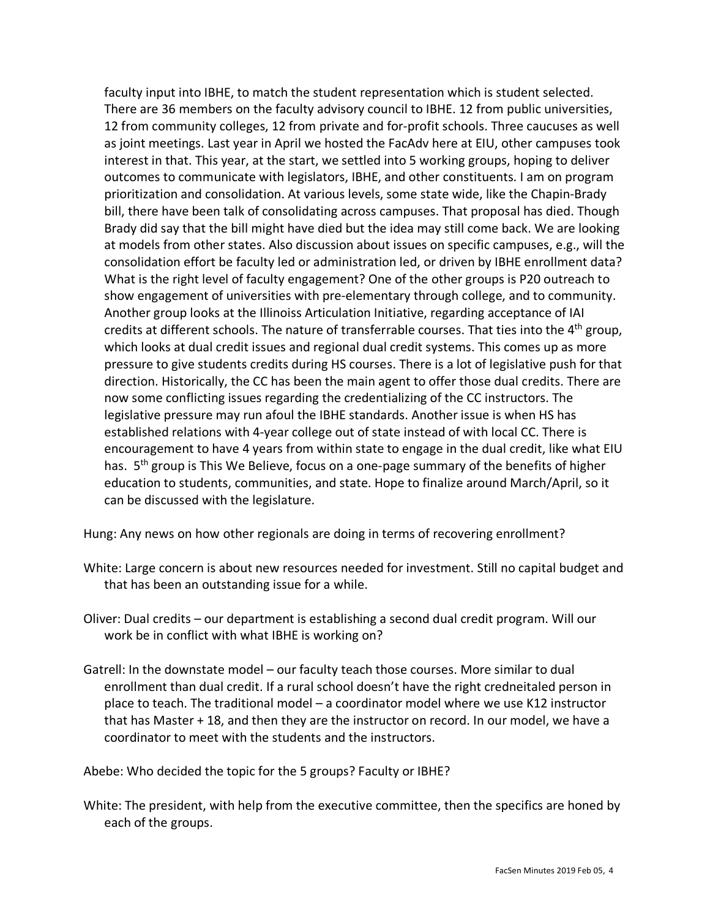faculty input into IBHE, to match the student representation which is student selected. There are 36 members on the faculty advisory council to IBHE. 12 from public universities, 12 from community colleges, 12 from private and for-profit schools. Three caucuses as well as joint meetings. Last year in April we hosted the FacAdv here at EIU, other campuses took interest in that. This year, at the start, we settled into 5 working groups, hoping to deliver outcomes to communicate with legislators, IBHE, and other constituents. I am on program prioritization and consolidation. At various levels, some state wide, like the Chapin-Brady bill, there have been talk of consolidating across campuses. That proposal has died. Though Brady did say that the bill might have died but the idea may still come back. We are looking at models from other states. Also discussion about issues on specific campuses, e.g., will the consolidation effort be faculty led or administration led, or driven by IBHE enrollment data? What is the right level of faculty engagement? One of the other groups is P20 outreach to show engagement of universities with pre-elementary through college, and to community. Another group looks at the Illinoiss Articulation Initiative, regarding acceptance of IAI credits at different schools. The nature of transferrable courses. That ties into the 4th group, which looks at dual credit issues and regional dual credit systems. This comes up as more pressure to give students credits during HS courses. There is a lot of legislative push for that direction. Historically, the CC has been the main agent to offer those dual credits. There are now some conflicting issues regarding the credentializing of the CC instructors. The legislative pressure may run afoul the IBHE standards. Another issue is when HS has established relations with 4-year college out of state instead of with local CC. There is encouragement to have 4 years from within state to engage in the dual credit, like what EIU has. 5th group is This We Believe, focus on a one-page summary of the benefits of higher education to students, communities, and state. Hope to finalize around March/April, so it can be discussed with the legislature.

Hung: Any news on how other regionals are doing in terms of recovering enrollment?

White: Large concern is about new resources needed for investment. Still no capital budget and that has been an outstanding issue for a while.

Oliver: Dual credits – our department is establishing a second dual credit program. Will our work be in conflict with what IBHE is working on?

Gatrell: In the downstate model – our faculty teach those courses. More similar to dual enrollment than dual credit. If a rural school doesn't have the right credneitaled person in place to teach. The traditional model – a coordinator model where we use K12 instructor that has Master + 18, and then they are the instructor on record. In our model, we have a coordinator to meet with the students and the instructors.

Abebe: Who decided the topic for the 5 groups? Faculty or IBHE?

White: The president, with help from the executive committee, then the specifics are honed by each of the groups.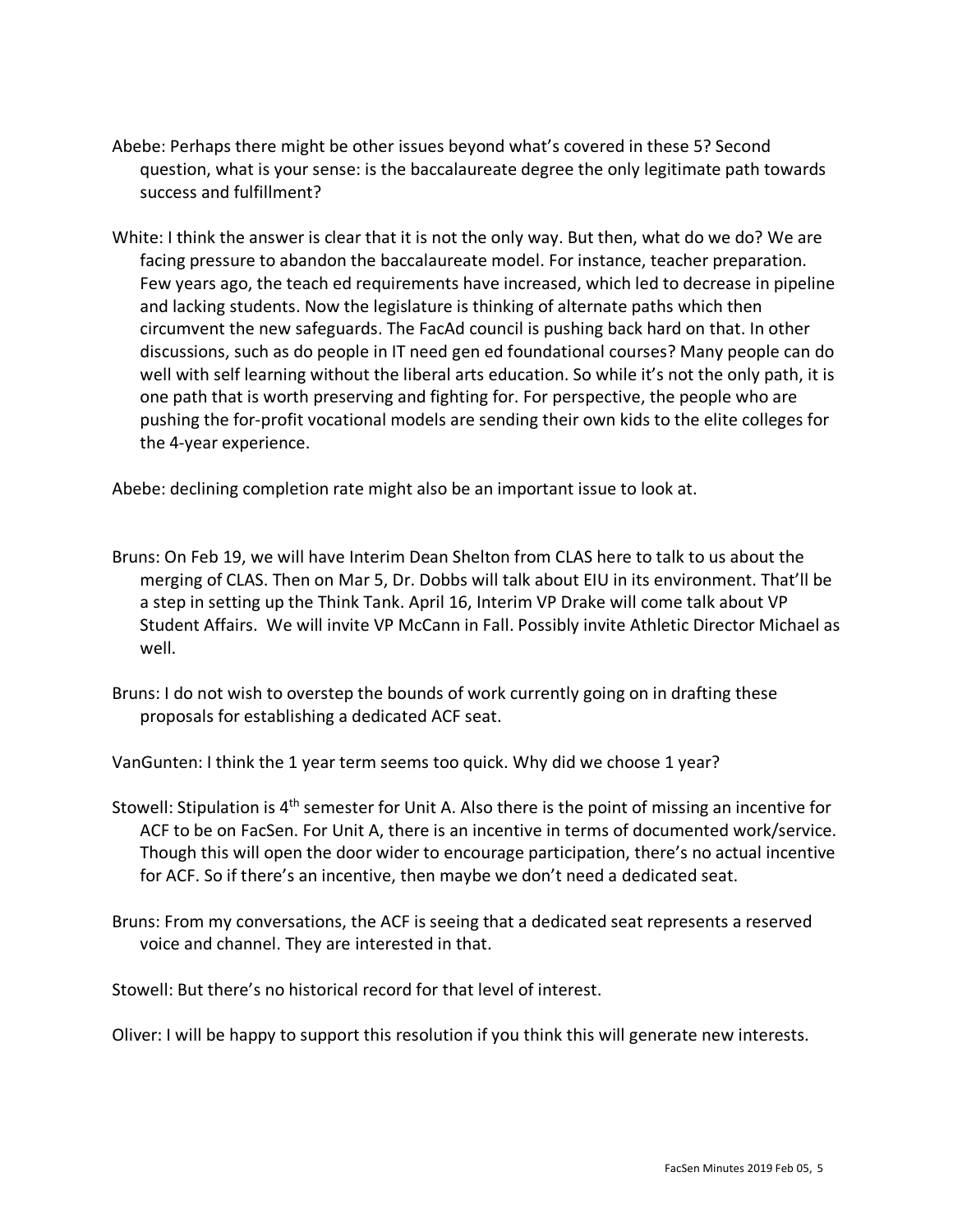Abebe: Perhaps there might be other issues beyond what's covered in these 5? Second question, what is your sense: is the baccalaureate degree the only legitimate path towards success and fulfillment?

White: I think the answer is clear that it is not the only way. But then, what do we do? We are facing pressure to abandon the baccalaureate model. For instance, teacher preparation. Few years ago, the teach ed requirements have increased, which led to decrease in pipeline and lacking students. Now the legislature is thinking of alternate paths which then circumvent the new safeguards. The FacAd council is pushing back hard on that. In other discussions, such as do people in IT need gen ed foundational courses? Many people can do well with self learning without the liberal arts education. So while it's not the only path, it is one path that is worth preserving and fighting for. For perspective, the people who are pushing the for-profit vocational models are sending their own kids to the elite colleges for the 4-year experience.

Abebe: declining completion rate might also be an important issue to look at.

Bruns: On Feb 19, we will have Interim Dean Shelton from CLAS here to talk to us about the merging of CLAS. Then on Mar 5, Dr. Dobbs will talk about EIU in its environment. That'll be a step in setting up the Think Tank. April 16, Interim VP Drake will come talk about VP Student Affairs. We will invite VP McCann in Fall. Possibly invite Athletic Director Michael as well.

Bruns: I do not wish to overstep the bounds of work currently going on in drafting these proposals for establishing a dedicated ACF seat.

VanGunten: I think the 1 year term seems too quick. Why did we choose 1 year?

Stowell: Stipulation is 4th semester for Unit A. Also there is the point of missing an incentive for ACF to be on FacSen. For Unit A, there is an incentive in terms of documented work/service. Though this will open the door wider to encourage participation, there's no actual incentive for ACF. So if there's an incentive, then maybe we don't need a dedicated seat.

Bruns: From my conversations, the ACF is seeing that a dedicated seat represents a reserved voice and channel. They are interested in that.

Stowell: But there's no historical record for that level of interest.

Oliver: I will be happy to support this resolution if you think this will generate new interests.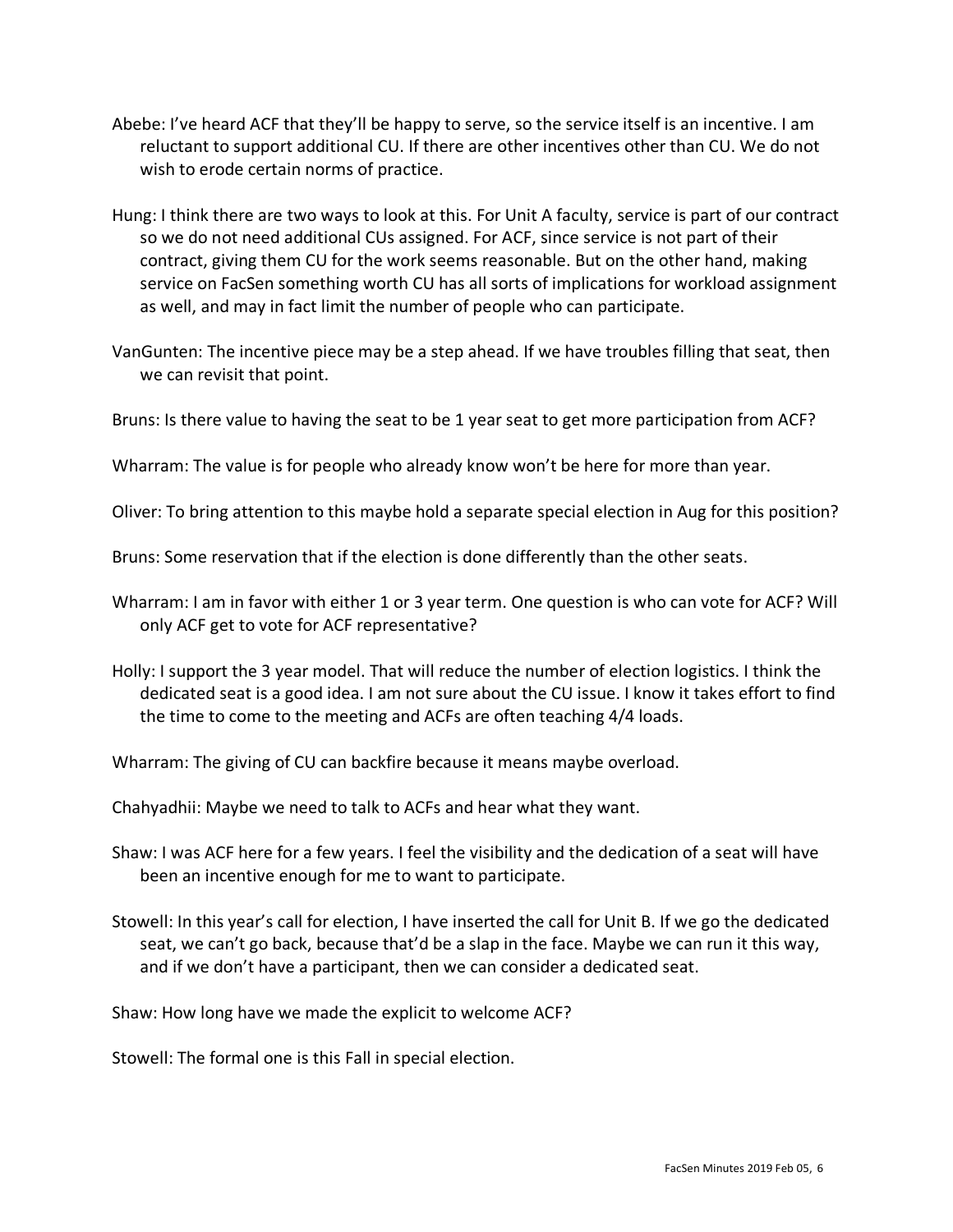Abebe: I've heard ACF that they'll be happy to serve, so the service itself is an incentive. I am reluctant to support additional CU. If there are other incentives other than CU. We do not wish to erode certain norms of practice.

Hung: I think there are two ways to look at this. For Unit A faculty, service is part of our contract so we do not need additional CUs assigned. For ACF, since service is not part of their contract, giving them CU for the work seems reasonable. But on the other hand, making service on FacSen something worth CU has all sorts of implications for workload assignment as well, and may in fact limit the number of people who can participate.

VanGunten: The incentive piece may be a step ahead. If we have troubles filling that seat, then we can revisit that point.

Bruns: Is there value to having the seat to be 1 year seat to get more participation from ACF?

Wharram: The value is for people who already know won't be here for more than year.

Oliver: To bring attention to this maybe hold a separate special election in Aug for this position?

Bruns: Some reservation that if the election is done differently than the other seats.

Wharram: I am in favor with either 1 or 3 year term. One question is who can vote for ACF? Will only ACF get to vote for ACF representative?

Holly: I support the 3 year model. That will reduce the number of election logistics. I think the dedicated seat is a good idea. I am not sure about the CU issue. I know it takes effort to find the time to come to the meeting and ACFs are often teaching 4/4 loads.

Wharram: The giving of CU can backfire because it means maybe overload.

Chahyadhii: Maybe we need to talk to ACFs and hear what they want.

Shaw: I was ACF here for a few years. I feel the visibility and the dedication of a seat will have been an incentive enough for me to want to participate.

Stowell: In this year's call for election, I have inserted the call for Unit B. If we go the dedicated seat, we can't go back, because that'd be a slap in the face. Maybe we can run it this way, and if we don't have a participant, then we can consider a dedicated seat.

Shaw: How long have we made the explicit to welcome ACF?

Stowell: The formal one is this Fall in special election.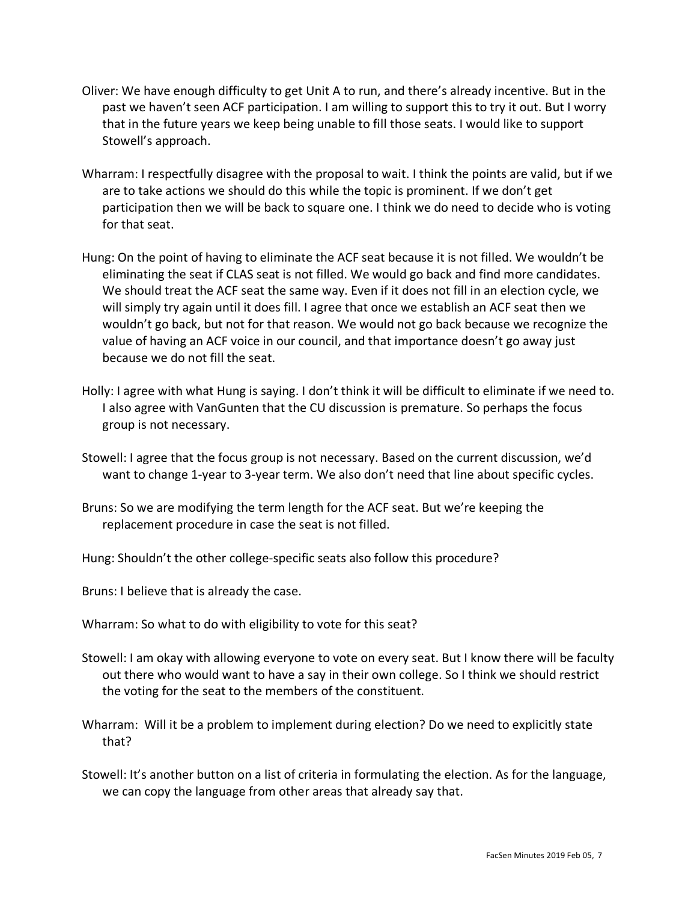Oliver: We have enough difficulty to get Unit A to run, and there's already incentive. But in the past we haven't seen ACF participation. I am willing to support this to try it out. But I worry that in the future years we keep being unable to fill those seats. I would like to support Stowell's approach.

Wharram: I respectfully disagree with the proposal to wait. I think the points are valid, but if we are to take actions we should do this while the topic is prominent. If we don't get participation then we will be back to square one. I think we do need to decide who is voting for that seat.

Hung: On the point of having to eliminate the ACF seat because it is not filled. We wouldn't be eliminating the seat if CLAS seat is not filled. We would go back and find more candidates. We should treat the ACF seat the same way. Even if it does not fill in an election cycle, we will simply try again until it does fill. I agree that once we establish an ACF seat then we wouldn't go back, but not for that reason. We would not go back because we recognize the value of having an ACF voice in our council, and that importance doesn't go away just because we do not fill the seat.

Holly: I agree with what Hung is saying. I don't think it will be difficult to eliminate if we need to. I also agree with VanGunten that the CU discussion is premature. So perhaps the focus group is not necessary.

Stowell: I agree that the focus group is not necessary. Based on the current discussion, we'd want to change 1-year to 3-year term. We also don't need that line about specific cycles.

Bruns: So we are modifying the term length for the ACF seat. But we're keeping the replacement procedure in case the seat is not filled.

Hung: Shouldn't the other college-specific seats also follow this procedure?

Bruns: I believe that is already the case.

Wharram: So what to do with eligibility to vote for this seat?

Stowell: I am okay with allowing everyone to vote on every seat. But I know there will be faculty out there who would want to have a say in their own college. So I think we should restrict the voting for the seat to the members of the constituent.

Wharram: Will it be a problem to implement during election? Do we need to explicitly state that?

Stowell: It's another button on a list of criteria in formulating the election. As for the language, we can copy the language from other areas that already say that.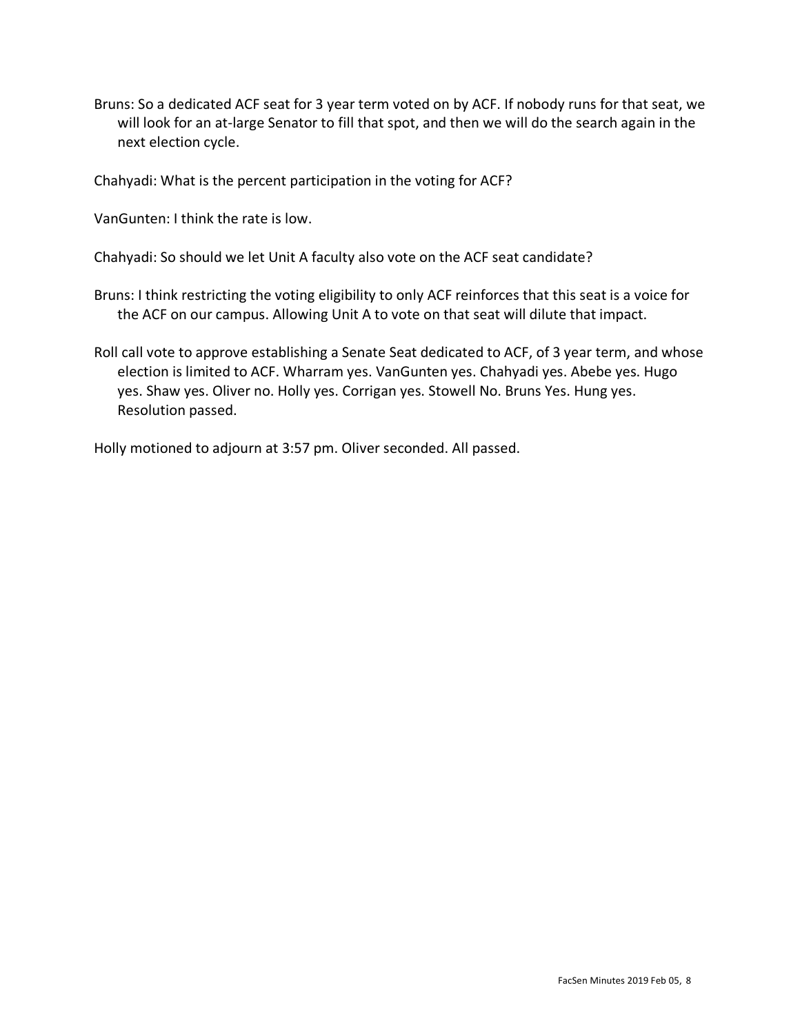Bruns: So a dedicated ACF seat for 3 year term voted on by ACF. If nobody runs for that seat, we will look for an at-large Senator to fill that spot, and then we will do the search again in the next election cycle.

Chahyadi: What is the percent participation in the voting for ACF?

VanGunten: I think the rate is low.

Chahyadi: So should we let Unit A faculty also vote on the ACF seat candidate?

Bruns: I think restricting the voting eligibility to only ACF reinforces that this seat is a voice for the ACF on our campus. Allowing Unit A to vote on that seat will dilute that impact.

Roll call vote to approve establishing a Senate Seat dedicated to ACF, of 3 year term, and whose election is limited to ACF. Wharram yes. VanGunten yes. Chahyadi yes. Abebe yes. Hugo yes. Shaw yes. Oliver no. Holly yes. Corrigan yes. Stowell No. Bruns Yes. Hung yes. Resolution passed.

Holly motioned to adjourn at 3:57 pm. Oliver seconded. All passed.